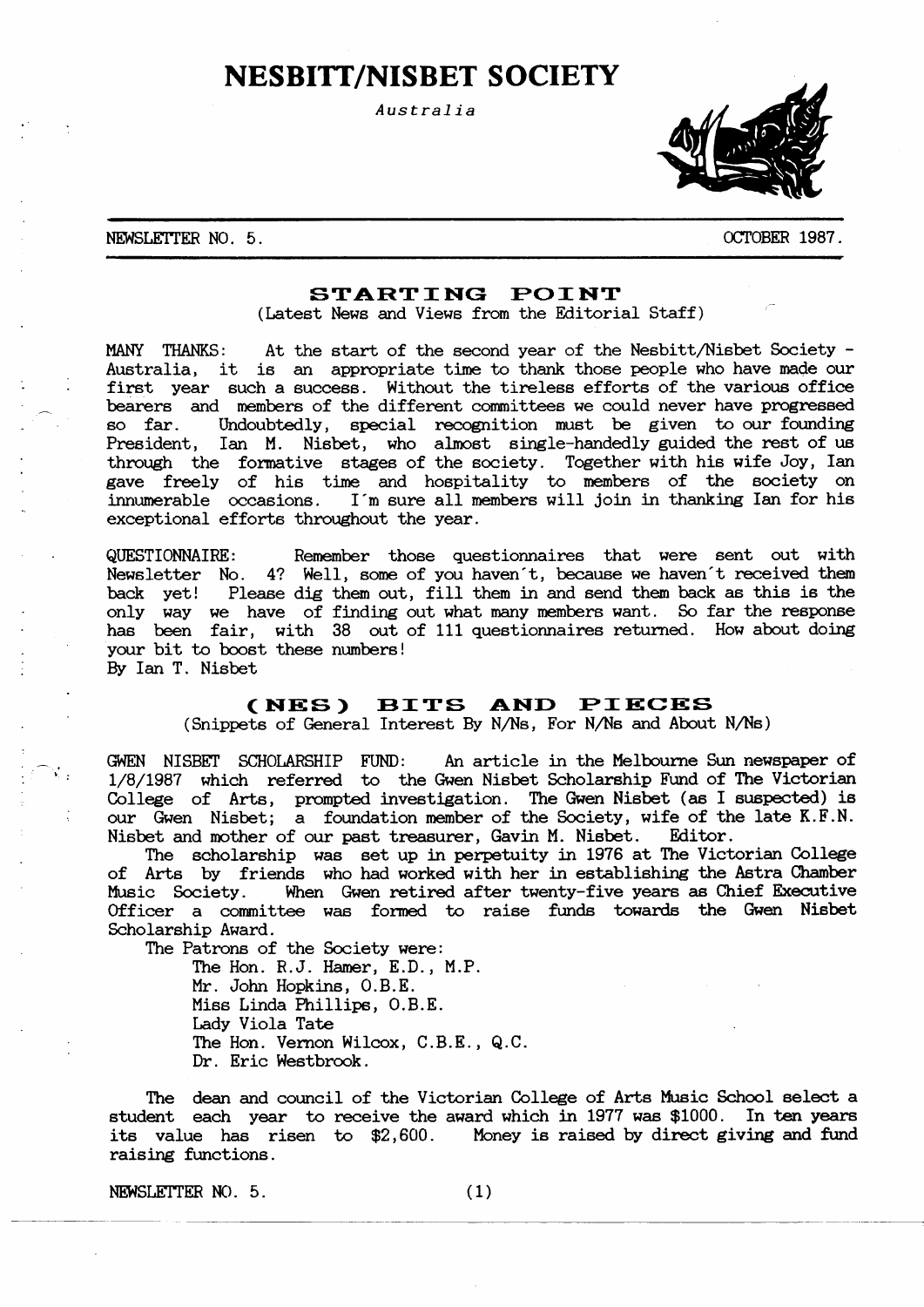# NESBITT/NISBET SOCIETY

*Australia*

NEWSLETTER NO. 5. OCTOBER 1987.

## STARTING POINT

(Latest News and Views from the Editorial Staff)

MANY THANKS: At the start of the second year of the Nesbitt/Nisbet Society - Australia, it is an appropriate time to thank those people who have made our first year such a success. Without the tireless efforts of the various office bearers and members of the different committees we could never have progressed so far. Undoubtedly, special recognition must be given to our founding President, Ian M. Nisbet, who almost single-handedly guided the rest of us through the formative stages of the society. Together with his wife Joy, Ian gave freely of his time and hospitality to members of the society on innumerable occasions. I'm sure all members will join in thanking Ian for his exceptional efforts throughout the year.

QUESTIONNAIRE: Remember those questionnaires that were sent out with Newsletter No. 4? Well, some of you haven't, because we haven't received them back yet! Please dig them out, fill them in and send them back as this is the only way we have of finding out what many members want. So far the response has been fair, with 38 out of 111 questionnaires returned. How about doing your bit to boost these numbers!

By Ian T. Nisbet

## (NES) BITS AND PIECES

(Snippets of General Interest By N/Ns, For N/Ns and About N/Ns)

GWEN NISBET SCHOLARSHIP FUND: An article in the Melbourne Sun newspaper of 1/8/1987 which referred to the Gwen Nisbet Scholarship Fund of The Victorian College of Arts, prompted investigation. The Gwen Nisbet (as I suspected) is our Gwen Nisbet; a foundation member of the Society, wife of the late K.F.N. Nisbet and mother of our past treasurer, Gavin M. Nisbet. Editor.

The scholarship was set up in perpetuity in 1976 at The Victorian College of Arts by friends who had worked with her in establishing the Astra Chamber Music Society. When Gwen retired after twenty-five years as Chief Executive Officer a committee was formed to raise funds towards the Gwen Nisbet Scholarship Award.

The Patrons of the Society were:

- The Hon. R.J. Hamer, E.D., M.P.
- Mr. John Hopkins, O.B.E.
- Miss Linda Phillips, O.B.E.
- Lady Viola Tate
- The Hon. Vernon Wilcox, C.B.E., Q.C.
- Dr. Eric Westbrook.

The dean and council of the Victorian College of Arts Music School select a student each year to receive the award which in 1977 was $1000. In ten years its value has risen to $2,600. Money is raised by direct giving and fund raising functions.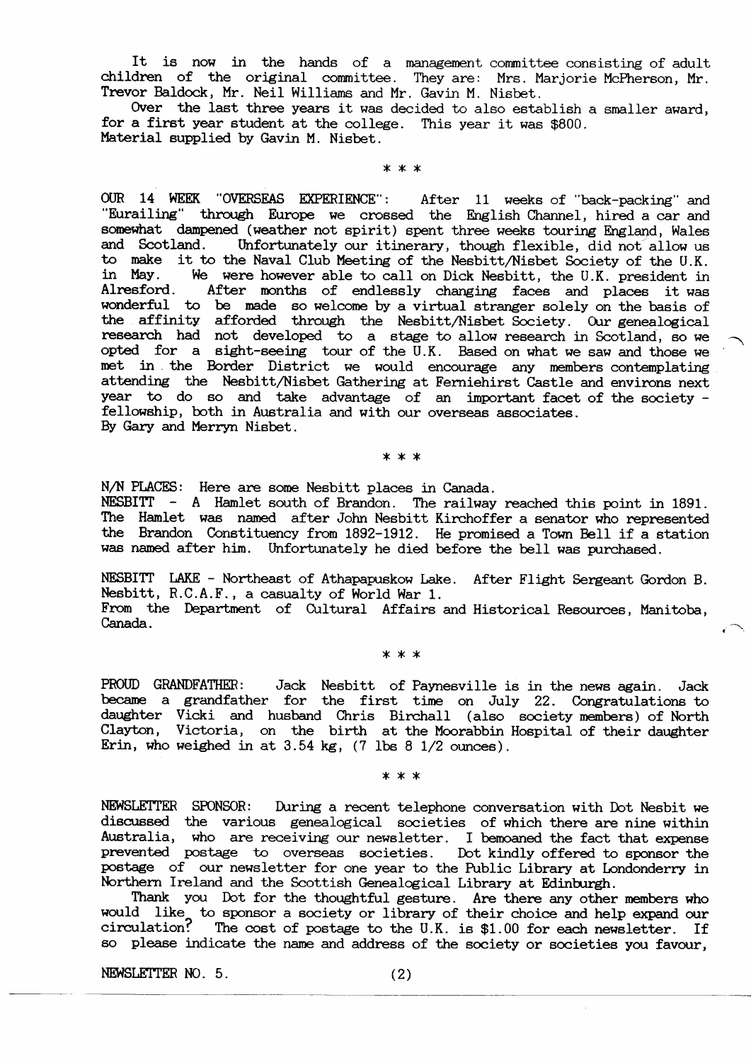It is now in the hands of a management committee consisting of adult children of the original committee. They are: Mrs. Marjorie McPherson, Mr. Trevor Baldock, Mr. Neil Williams and Mr. Gavin M. Nisbet.

Over the last three years it was decided to also establish a smaller award, for a first year student at the college. This year it was $800.
Material supplied by Gavin M. Nisbet.

\* \* \*

OUR 14 WEEK "OVERSEAS EXPERIENCE": After 11 weeks of "back-packing" and "Eurailing" through Europe we crossed the English Channel, hired a car and somewhat dampened (weather not spirit) spent three weeks touring England, Wales and Scotland. Unfortunately our itinerary, though flexible, did not allow us to make it to the Naval Club Meeting of the Nesbitt/Nisbet Society of the U.K. in May. We were however able to call on Dick Nesbitt, the U.K. president in Alresford. After months of endlessly changing faces and places it was wonderful to be made so welcome by a virtual stranger solely on the basis of the affinity afforded through the Nesbitt/Nisbet Society. Our genealogical research had not developed to a stage to allow research in Scotland, so we opted for a sight-seeing tour of the U.K. Based on what we saw and those we met in the Border District we would encourage any members contemplating attending the Nesbitt/Nisbet Gathering at Ferniehirst Castle and environs next year to do so and take advantage of an important facet of the society - fellowship, both in Australia and with our overseas associates.
By Gary and Merryn Nisbet.

\* \* \*

N/N PLACES: Here are some Nesbitt places in Canada.
NESBITT - A Hamlet south of Brandon. The railway reached this point in 1891. The Hamlet was named after John Nesbitt Kirchoffer a senator who represented the Brandon Constituency from 1892-1912. He promised a Town Bell if a station was named after him. Unfortunately he died before the bell was purchased.

NESBITT LAKE - Northeast of Athapapuskow Lake. After Flight Sergeant Gordon B. Nesbitt, R.C.A.F., a casualty of World War 1.
From the Department of Cultural Affairs and Historical Resources, Manitoba, Canada.

\* \* \*

PROUD GRANDFATHER: Jack Nesbitt of Paynesville is in the news again. Jack became a grandfather for the first time on July 22. Congratulations to daughter Vicki and husband Chris Birchall (also society members) of North Clayton, Victoria, on the birth at the Moorabbin Hospital of their daughter Erin, who weighed in at 3.54 kg, (7 lbs 8 1/2 ounces).

\* \* \*

NEWSLETTER SPONSOR: During a recent telephone conversation with Dot Nesbit we discussed the various genealogical societies of which there are nine within Australia, who are receiving our newsletter. I bemoaned the fact that expense prevented postage to overseas societies. Dot kindly offered to sponsor the postage of our newsletter for one year to the Public Library at Londonderry in Northern Ireland and the Scottish Genealogical Library at Edinburgh.

Thank you Dot for the thoughtful gesture. Are there any other members who would like to sponsor a society or library of their choice and help expand our circulation? The cost of postage to the U.K. is $1.00 for each newsletter. If so please indicate the name and address of the society or societies you favour,

NEWSLETTER NO. 5.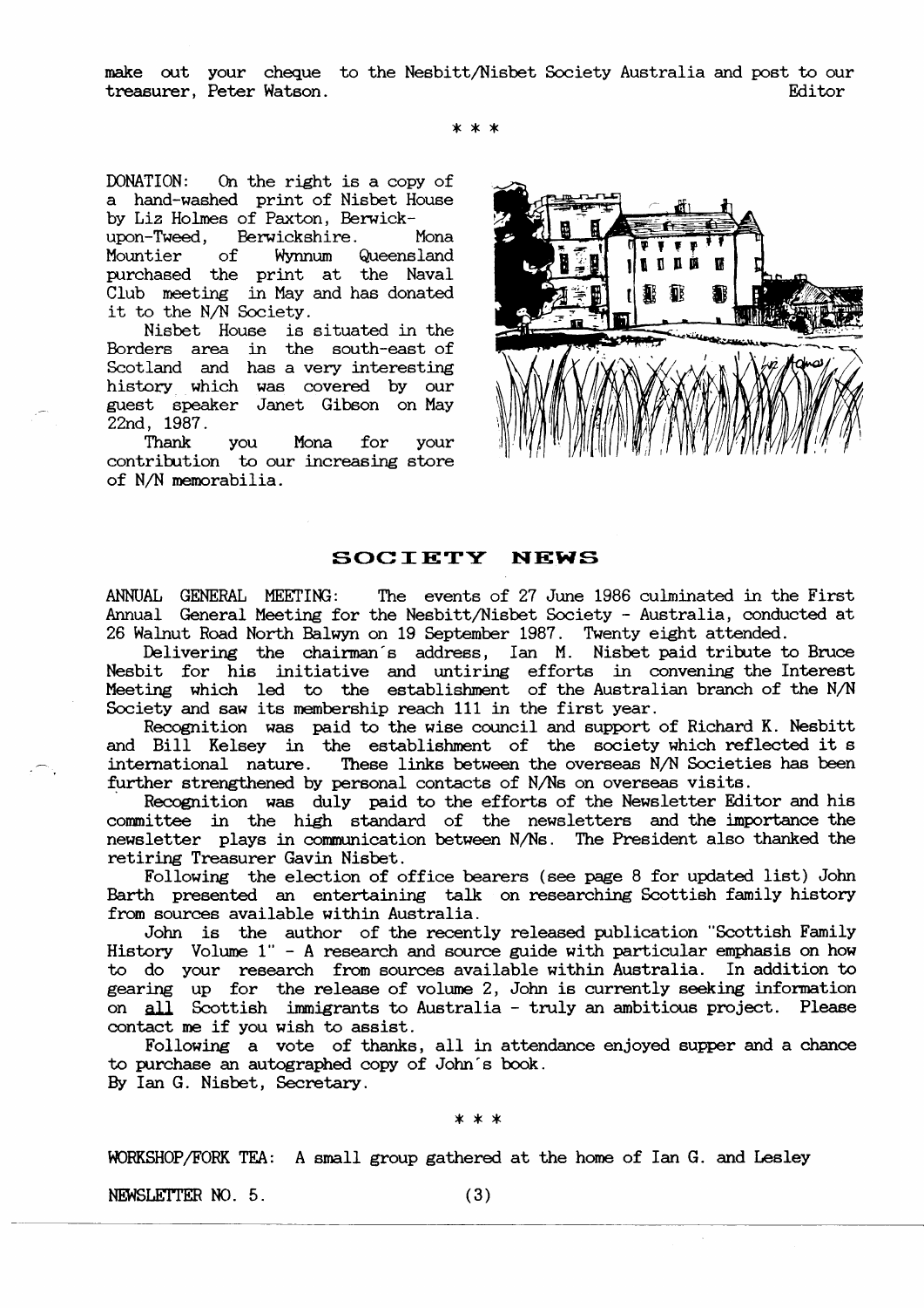make out your cheque to the Nesbitt/Nisbet Society Australia and post to our treasurer, Peter Watson.
Editor

\* \* \*

DONATION: On the right is a copy of a hand-washed print of Nisbet House by Liz Holmes of Paxton, Berwick-upon-Tweed, Berwickshire. Mona Mountier of Wynnum Queensland purchased the print at the Naval Club meeting in May and has donated it to the N/N Society.

Nisbet House is situated in the Borders area in the south-east of Scotland and has a very interesting history which was covered by our guest speaker Janet Gibson on May 22nd, 1987.

Thank you Mona for your contribution to our increasing store of N/N memorabilia.

## SOCIETY NEWS

ANNUAL GENERAL MEETING: The events of 27 June 1986 culminated in the First Annual General Meeting for the Nesbitt/Nisbet Society - Australia, conducted at 26 Walnut Road North Balwyn on 19 September 1987. Twenty eight attended.

Delivering the chairman's address, Ian M. Nisbet paid tribute to Bruce Nesbit for his initiative and untiring efforts in convening the Interest Meeting which led to the establishment of the Australian branch of the N/N Society and saw its membership reach 111 in the first year.

Recognition was paid to the wise council and support of Richard K. Nesbitt and Bill Kelsey in the establishment of the society which reflected it s international nature. These links between the overseas N/N Societies has been further strengthened by personal contacts of N/Ns on overseas visits.

Recognition was duly paid to the efforts of the Newsletter Editor and his committee in the high standard of the newsletters and the importance the newsletter plays in communication between N/Ns. The President also thanked the retiring Treasurer Gavin Nisbet.

Following the election of office bearers (see page 8 for updated list) John Barth presented an entertaining talk on researching Scottish family history from sources available within Australia.

John is the author of the recently released publication "Scottish Family History Volume 1" - A research and source guide with particular emphasis on how to do your research from sources available within Australia. In addition to gearing up for the release of volume 2, John is currently seeking information on <u>all</u> Scottish immigrants to Australia - truly an ambitious project. Please contact me if you wish to assist.

Following a vote of thanks, all in attendance enjoyed supper and a chance to purchase an autographed copy of John's book.

By Ian G. Nisbet, Secretary.

\* \* \*

WORKSHOP/FORK TEA: A small group gathered at the home of Ian G. and Lesley

NEWSLETTER NO. 5.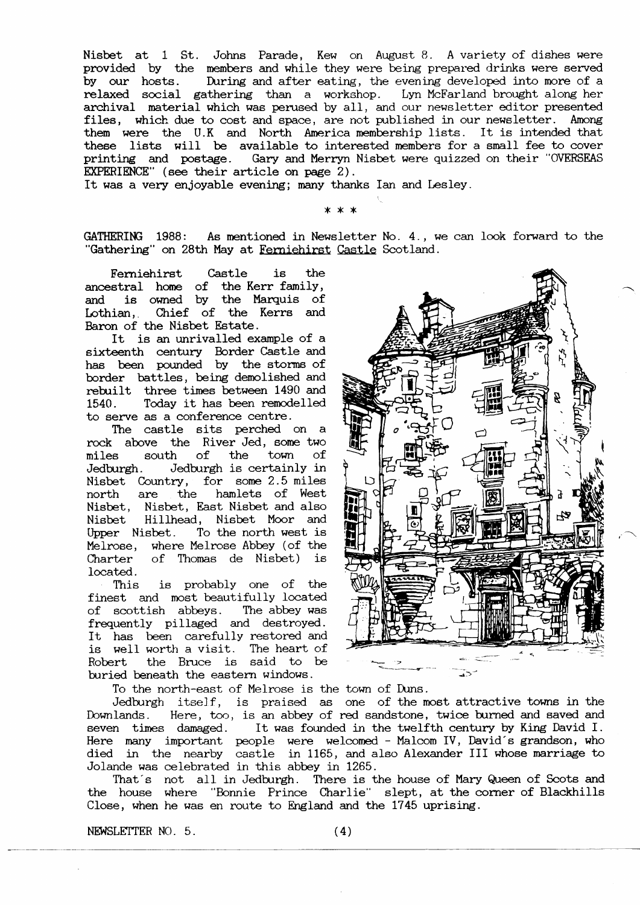Nisbet at 1 St. Johns Parade, Kew on August 8. A variety of dishes were provided by the members and while they were being prepared drinks were served by our hosts. During and after eating, the evening developed into more of a relaxed social gathering than a workshop. Lyn McFarland brought along her archival material which was perused by all, and our newsletter editor presented files, which due to cost and space, are not published in our newsletter. Among them were the U.K and North America membership lists. It is intended that these lists will be available to interested members for a small fee to cover printing and postage. Gary and Merryn Nisbet were quizzed on their "OVERSEAS EXPERIENCE" (see their article on page 2).

It was a very enjoyable evening; many thanks Ian and Lesley.

\* \* \*

GATHERING 1988: As mentioned in Newsletter No. 4., we can look forward to the "Gathering" on 28th May at Ferniehirst Castle Scotland.

Ferniehirst Castle is the ancestral home of the Kerr family, and is owned by the Marquis of Lothian, Chief of the Kerrs and Baron of the Nisbet Estate.

It is an unrivalled example of a sixteenth century Border Castle and has been pounded by the storms of border battles, being demolished and rebuilt three times between 1490 and 1540. Today it has been remodelled to serve as a conference centre.

The castle sits perched on a rock above the River Jed, some two miles south of the town of Jedburgh. Jedburgh is certainly in Nisbet Country, for some 2.5 miles north are the hamlets of West Nisbet, Nisbet, East Nisbet and also Nisbet Hillhead, Nisbet Moor and Upper Nisbet. To the north west is Melrose, where Melrose Abbey (of the Charter of Thomas de Nisbet) is located.

This is probably one of the finest and most beautifully located of scottish abbeys. The abbey was frequently pillaged and destroyed. It has been carefully restored and is well worth a visit. The heart of Robert the Bruce is said to be buried beneath the eastern windows.

To the north-east of Melrose is the town of Duns.

Jedburgh itself, is praised as one of the most attractive towns in the Downlands. Here, too, is an abbey of red sandstone, twice burned and saved and seven times damaged. It was founded in the twelfth century by King David I. Here many important people were welcomed - Malcom IV, David's grandson, who died in the nearby castle in 1165, and also Alexander III whose marriage to Jolande was celebrated in this abbey in 1265.

That's not all in Jedburgh. There is the house of Mary Queen of Scots and the house where "Bonnie Prince Charlie" slept, at the corner of Blackhills Close, when he was en route to England and the 1745 uprising.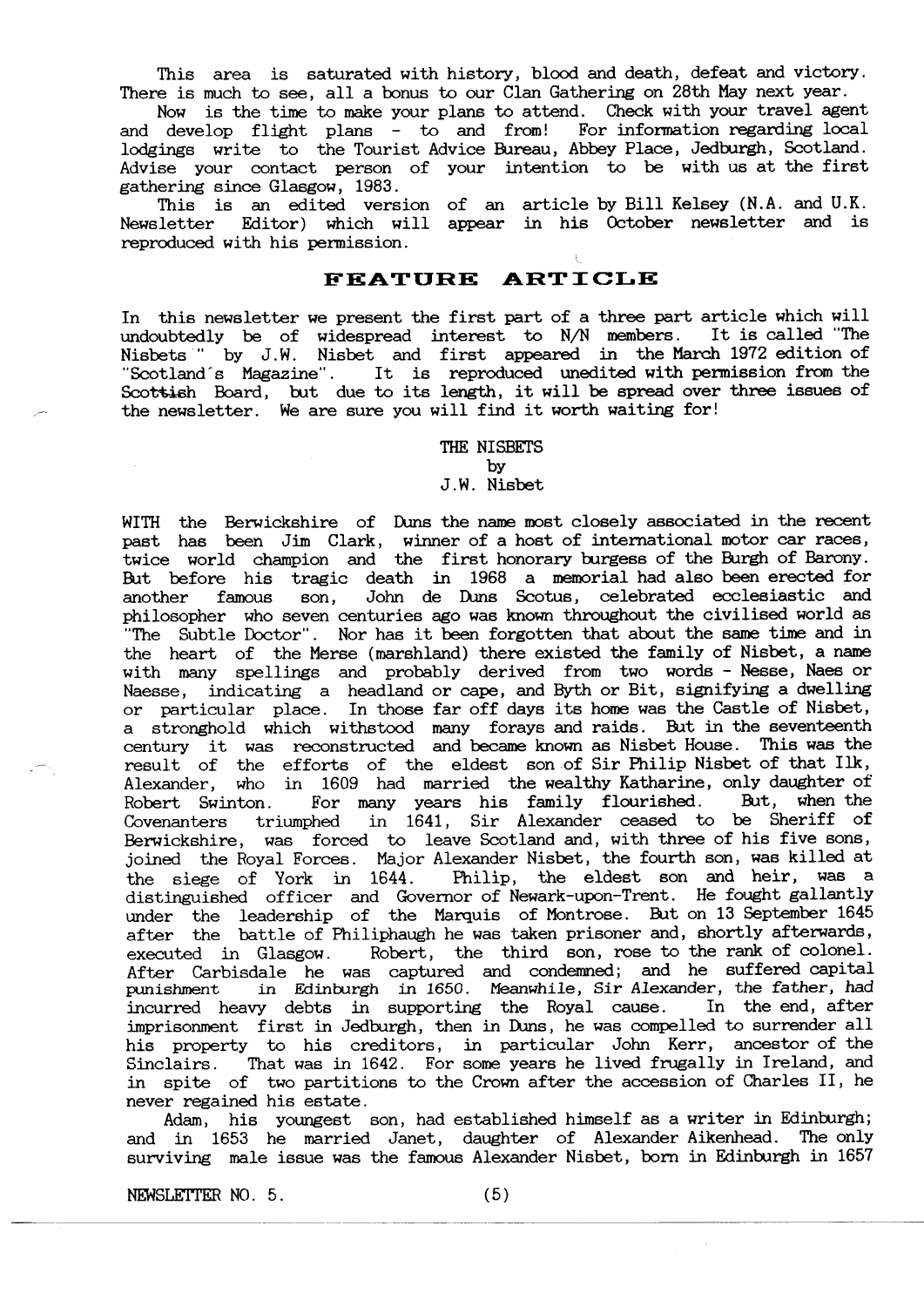This area is saturated with history, blood and death, defeat and victory. There is much to see, all a bonus to our Clan Gathering on 28th May next year.

Now is the time to make your plans to attend. Check with your travel agent and develop flight plans - to and from! For information regarding local lodgings write to the Tourist Advice Bureau, Abbey Place, Jedburgh, Scotland. Advise your contact person of your intention to be with us at the first gathering since Glasgow, 1983.

This is an edited version of an article by Bill Kelsey (N.A. and U.K. Newsletter Editor) which will appear in his October newsletter and is reproduced with his permission.

## FEATURE ARTICLE

In this newsletter we present the first part of a three part article which will undoubtedly be of widespread interest to N/N members. It is called "The Nisbets " by J.W. Nisbet and first appeared in the March 1972 edition of "Scotland's Magazine". It is reproduced unedited with permission from the Scottish Board, but due to its length, it will be spread over three issues of the newsletter. We are sure you will find it worth waiting for!

### THE NISBETS
by
J.W. Nisbet

WITH the Berwickshire of Duns the name most closely associated in the recent past has been Jim Clark, winner of a host of international motor car races, twice world champion and the first honorary burgess of the Burgh of Barony. But before his tragic death in 1968 a memorial had also been erected for another famous son, John de Duns Scotus, celebrated ecclesiastic and philosopher who seven centuries ago was known throughout the civilised world as "The Subtle Doctor". Nor has it been forgotten that about the same time and in the heart of the Merse (marshland) there existed the family of Nisbet, a name with many spellings and probably derived from two words - Nesse, Naes or Naesse, indicating a headland or cape, and Byth or Bit, signifying a dwelling or particular place. In those far off days its home was the Castle of Nisbet, a stronghold which withstood many forays and raids. But in the seventeenth century it was reconstructed and became known as Nisbet House. This was the result of the efforts of the eldest son of Sir Philip Nisbet of that Ilk, Alexander, who in 1609 had married the wealthy Katharine, only daughter of Robert Swinton. For many years his family flourished. But, when the Covenanters triumphed in 1641, Sir Alexander ceased to be Sheriff of Berwickshire, was forced to leave Scotland and, with three of his five sons, joined the Royal Forces. Major Alexander Nisbet, the fourth son, was killed at the siege of York in 1644. Philip, the eldest son and heir, was a distinguished officer and Governor of Newark-upon-Trent. He fought gallantly under the leadership of the Marquis of Montrose. But on 13 September 1645 after the battle of Philiphaugh he was taken prisoner and, shortly afterwards, executed in Glasgow. Robert, the third son, rose to the rank of colonel. After Carbisdale he was captured and condemned; and he suffered capital punishment in Edinburgh in 1650. Meanwhile, Sir Alexander, the father, had incurred heavy debts in supporting the Royal cause. In the end, after imprisonment first in Jedburgh, then in Duns, he was compelled to surrender all his property to his creditors, in particular John Kerr, ancestor of the Sinclairs. That was in 1642. For some years he lived frugally in Ireland, and in spite of two partitions to the Crown after the accession of Charles II, he never regained his estate.

Adam, his youngest son, had established himself as a writer in Edinburgh; and in 1653 he married Janet, daughter of Alexander Aikenhead. The only surviving male issue was the famous Alexander Nisbet, born in Edinburgh in 1657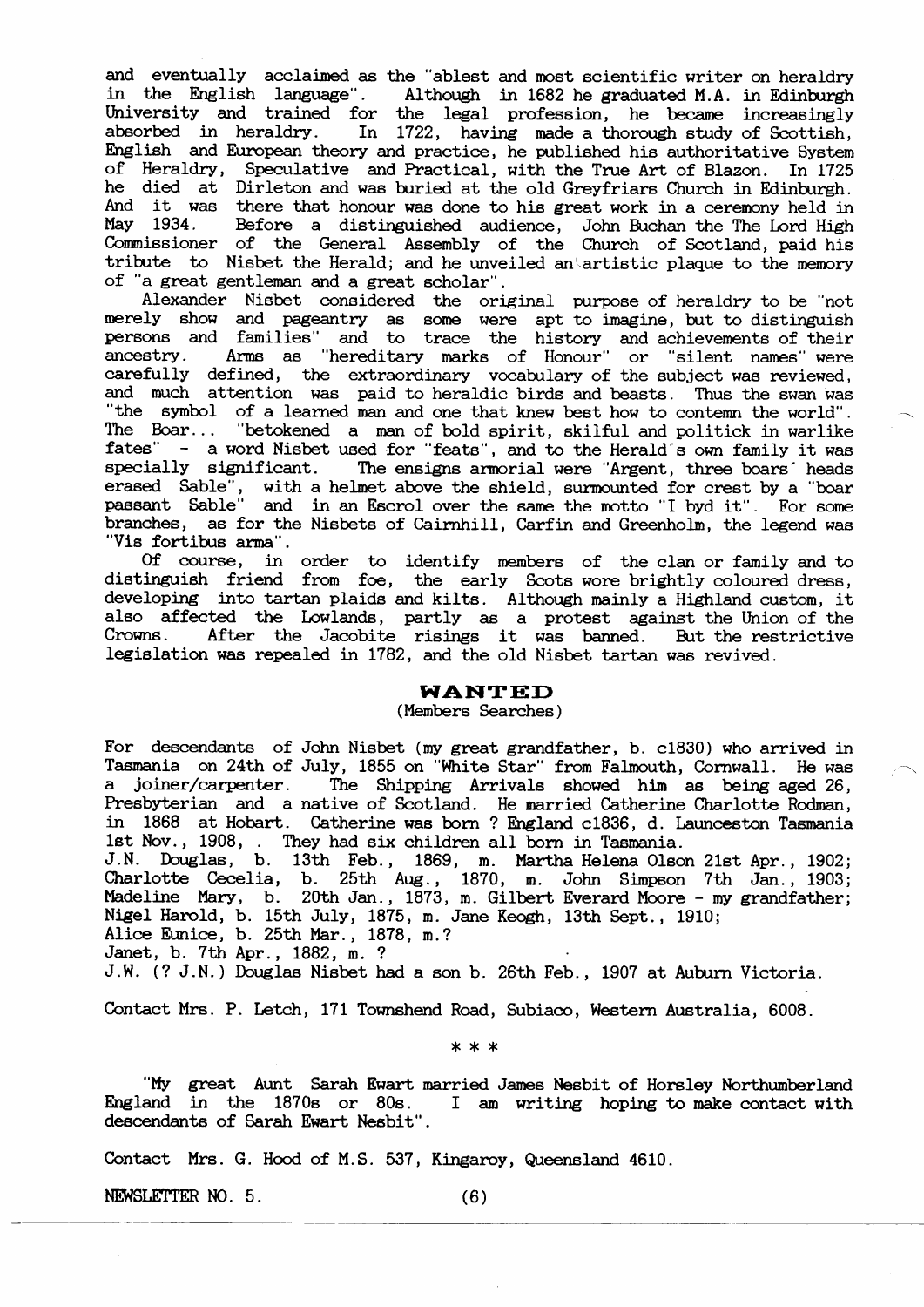and eventually acclaimed as the "ablest and most scientific writer on heraldry in the English language". Although in 1682 he graduated M.A. in Edinburgh University and trained for the legal profession, he became increasingly absorbed in heraldry. In 1722, having made a thorough study of Scottish, English and European theory and practice, he published his authoritative System of Heraldry, Speculative and Practical, with the True Art of Blazon. In 1725 he died at Dirleton and was buried at the old Greyfriars Church in Edinburgh. And it was there that honour was done to his great work in a ceremony held in May 1934. Before a distinguished audience, John Buchan the The Lord High Commissioner of the General Assembly of the Church of Scotland, paid his tribute to Nisbet the Herald; and he unveiled an artistic plaque to the memory of "a great gentleman and a great scholar".

Alexander Nisbet considered the original purpose of heraldry to be "not merely show and pageantry as some were apt to imagine, but to distinguish persons and families" and to trace the history and achievements of their ancestry. Arms as "hereditary marks of Honour" or "silent names" were carefully defined, the extraordinary vocabulary of the subject was reviewed, and much attention was paid to heraldic birds and beasts. Thus the swan was "the symbol of a learned man and one that knew best how to contemn the world". The Boar... "betokened a man of bold spirit, skilful and politick in warlike fates" - a word Nisbet used for "feats", and to the Herald's own family it was specially significant. The ensigns armorial were "Argent, three boars' heads erased Sable", with a helmet above the shield, surmounted for crest by a "boar passant Sable" and in an Escrol over the same the motto "I byd it". For some branches, as for the Nisbets of Cairnhill, Carfin and Greenholm, the legend was "Vis fortibus arma".

Of course, in order to identify members of the clan or family and to distinguish friend from foe, the early Scots wore brightly coloured dress, developing into tartan plaids and kilts. Although mainly a Highland custom, it also affected the Lowlands, partly as a protest against the Union of the Crowns. After the Jacobite risings it was banned. But the restrictive legislation was repealed in 1782, and the old Nisbet tartan was revived.

## WANTED

(Members Searches)

For descendants of John Nisbet (my great grandfather, b. c1830) who arrived in Tasmania on 24th of July, 1855 on "White Star" from Falmouth, Cornwall. He was a joiner/carpenter. The Shipping Arrivals showed him as being aged 26, Presbyterian and a native of Scotland. He married Catherine Charlotte Rodman, in 1868 at Hobart. Catherine was born ? England c1836, d. Launceston Tasmania 1st Nov., 1908, . They had six children all born in Tasmania.

J.N. Douglas, b. 13th Feb., 1869, m. Martha Helena Olson 21st Apr., 1902;
Charlotte Cecelia, b. 25th Aug., 1870, m. John Simpson 7th Jan., 1903;
Madeline Mary, b. 20th Jan., 1873, m. Gilbert Everard Moore - my grandfather;
Nigel Harold, b. 15th July, 1875, m. Jane Keogh, 13th Sept., 1910;
Alice Eunice, b. 25th Mar., 1878, m.?
Janet, b. 7th Apr., 1882, m. ?
J.W. (? J.N.) Douglas Nisbet had a son b. 26th Feb., 1907 at Auburn Victoria.

Contact Mrs. P. Letch, 171 Townshend Road, Subiaco, Western Australia, 6008.

\* \* \*

"My great Aunt Sarah Ewart married James Nesbit of Horsley Northumberland England in the 1870s or 80s. I am writing hoping to make contact with descendants of Sarah Ewart Nesbit".

Contact Mrs. G. Hood of M.S. 537, Kingaroy, Queensland 4610.

NEWSLETTER NO. 5.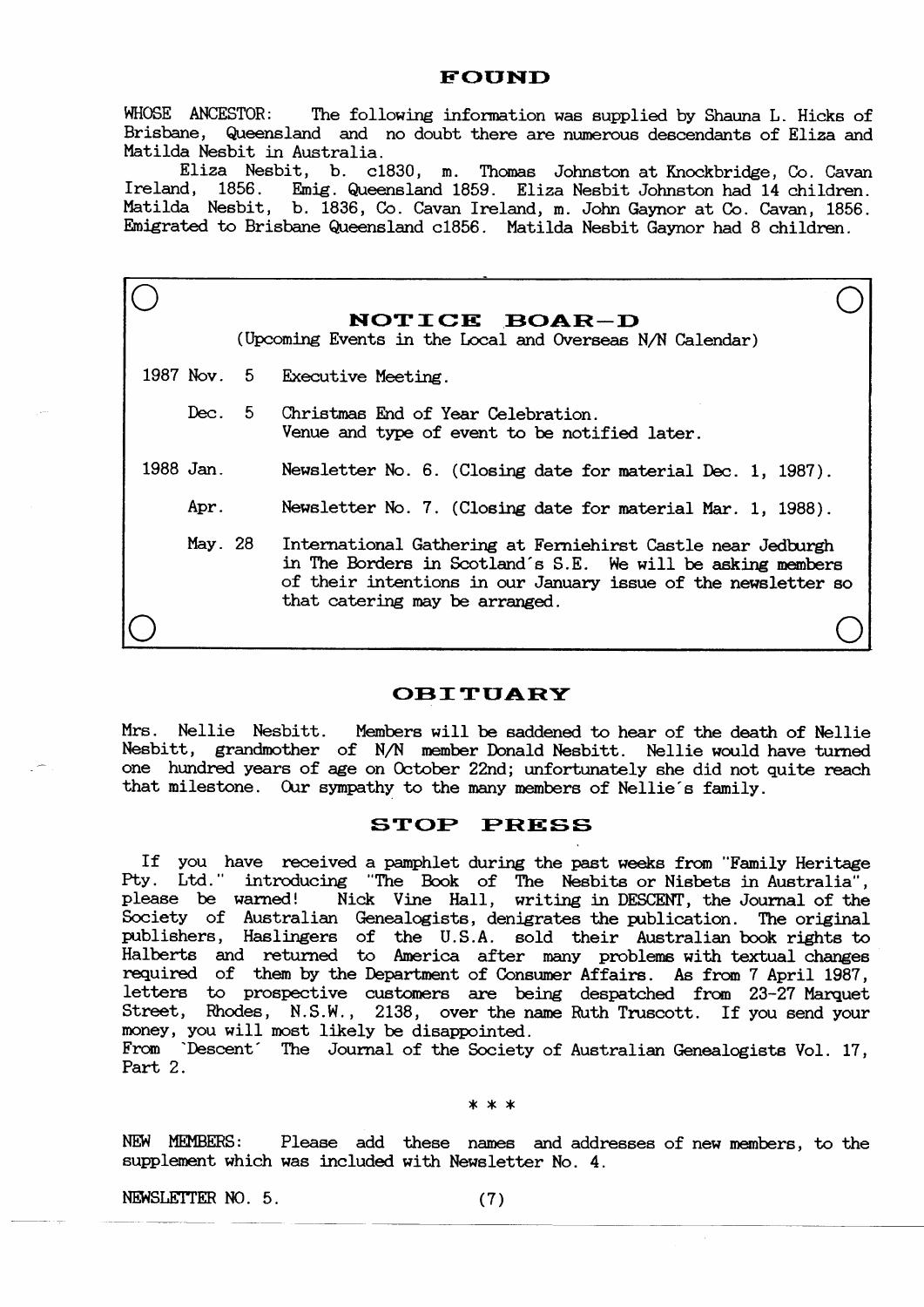## FOUND

WHOSE ANCESTOR: The following information was supplied by Shauna L. Hicks of Brisbane, Queensland and no doubt there are numerous descendants of Eliza and Matilda Nesbit in Australia.

Eliza Nesbit, b. c1830, m. Thomas Johnston at Knockbridge, Co. Cavan Ireland, 1856. Emig. Queensland 1859. Eliza Nesbit Johnston had 14 children. Matilda Nesbit, b. 1836, Co. Cavan Ireland, m. John Gaynor at Co. Cavan, 1856. Emigrated to Brisbane Queensland c1856. Matilda Nesbit Gaynor had 8 children.

## NOTICE BOAR-D

(Upcoming Events in the Local and Overseas N/N Calendar)

| | |
|---|---|
| 1987 Nov. 5 | Executive Meeting. |
| Dec. 5 | Christmas End of Year Celebration. Venue and type of event to be notified later. |
| 1988 Jan. | Newsletter No. 6. (Closing date for material Dec. 1, 1987). |
| Apr. | Newsletter No. 7. (Closing date for material Mar. 1, 1988). |
| May. 28 | International Gathering at Ferniehirst Castle near Jedburgh in The Borders in Scotland's S.E. We will be asking members of their intentions in our January issue of the newsletter so that catering may be arranged. |

## OBITUARY

Mrs. Nellie Nesbitt. Members will be saddened to hear of the death of Nellie Nesbitt, grandmother of N/N member Donald Nesbitt. Nellie would have turned one hundred years of age on October 22nd; unfortunately she did not quite reach that milestone. Our sympathy to the many members of Nellie's family.

## STOP PRESS

If you have received a pamphlet during the past weeks from "Family Heritage Pty. Ltd." introducing "The Book of The Nesbits or Nisbets in Australia", please be warned! Nick Vine Hall, writing in DESCENT, the Journal of the Society of Australian Genealogists, denigrates the publication. The original publishers, Haslingers of the U.S.A. sold their Australian book rights to Halberts and returned to America after many problems with textual changes required of them by the Department of Consumer Affairs. As from 7 April 1987, letters to prospective customers are being despatched from 23-27 Marquet Street, Rhodes, N.S.W., 2138, over the name Ruth Truscott. If you send your money, you will most likely be disappointed.
From 'Descent' The Journal of the Society of Australian Genealogists Vol. 17, Part 2.

* * *

NEW MEMBERS: Please add these names and addresses of new members, to the supplement which was included with Newsletter No. 4.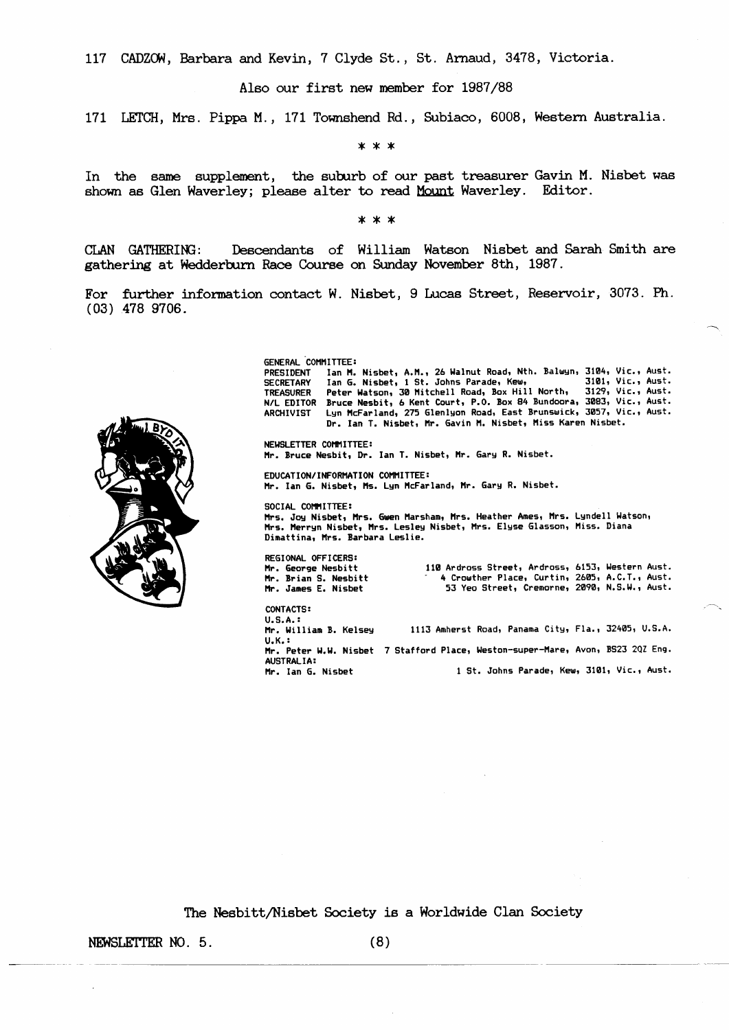117 CADZOW, Barbara and Kevin, 7 Clyde St., St. Arnaud, 3478, Victoria.

Also our first new member for 1987/88

171 LETCH, Mrs. Pippa M., 171 Townshend Rd., Subiaco, 6008, Western Australia.

\* \* \*

In the same supplement, the suburb of our past treasurer Gavin M. Nisbet was shown as Glen Waverley; please alter to read Mount Waverley. Editor.

\* \* \*

CLAN GATHERING: Descendants of William Watson Nisbet and Sarah Smith are gathering at Wedderburn Race Course on Sunday November 8th, 1987.

For further information contact W. Nisbet, 9 Lucas Street, Reservoir, 3073. Ph. (03) 478 9706.

GENERAL COMMITTEE:

| | | |
|---|---|---|
| PRESIDENT | Ian M. Nisbet, A.M., 26 Walnut Road, Nth. Balwyn, | 3104, Vic., Aust. |
| SECRETARY | Ian G. Nisbet, 1 St. Johns Parade, Kew, | 3101, Vic., Aust. |
| TREASURER | Peter Watson, 30 Mitchell Road, Box Hill North, | 3129, Vic., Aust. |
| N/L EDITOR | Bruce Nesbit, 6 Kent Court, P.O. Box 84 Bundoora, | 3083, Vic., Aust. |
| ARCHIVIST | Lyn McFarland, 275 Glenlyon Road, East Brunswick, | 3057, Vic., Aust. |
| | Dr. Ian T. Nisbet, Mr. Gavin M. Nisbet, Miss Karen Nisbet. | |

NEWSLETTER COMMITTEE:
Mr. Bruce Nesbit, Dr. Ian T. Nisbet, Mr. Gary R. Nisbet.

EDUCATION/INFORMATION COMMITTEE:
Mr. Ian G. Nisbet, Ms. Lyn McFarland, Mr. Gary R. Nisbet.

SOCIAL COMMITTEE:
Mrs. Joy Nisbet, Mrs. Gwen Marsham, Mrs. Heather Ames, Mrs. Lyndell Watson, Mrs. Merryn Nisbet, Mrs. Lesley Nisbet, Mrs. Elyse Glasson, Miss. Diana Dimattina, Mrs. Barbara Leslie.

REGIONAL OFFICERS:

| | |
|---|---|
| Mr. George Nesbitt | 110 Ardross Street, Ardross, 6153, Western Aust. |
| Mr. Brian S. Nesbitt | 4 Crowther Place, Curtin, 2605, A.C.T., Aust. |
| Mr. James E. Nisbet | 53 Yeo Street, Cremorne, 2090, N.S.W., Aust. |

CONTACTS:

U.S.A.:
Mr. William B. Kelsey 1113 Amherst Road, Panama City, Fla., 32405, U.S.A.

U.K.:
Mr. Peter W.W. Nisbet 7 Stafford Place, Weston-super-Mare, Avon, BS23 2QZ Eng.

AUSTRALIA:
Mr. Ian G. Nisbet 1 St. Johns Parade, Kew, 3101, Vic., Aust.

The Nesbitt/Nisbet Society is a Worldwide Clan Society

NEWSLETTER NO. 5.